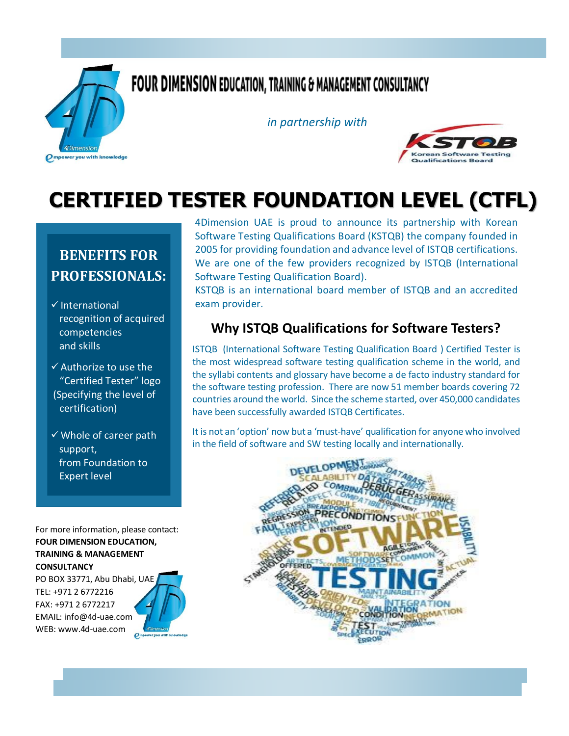# FOUR DIMENSION EDUCATION, TRAINING & MANAGEMENT CONSULTANCY

*in partnership with*

KSTQB Korean Software Testing Qualifications Board

# CERTIFIED TESTER FOUNDATION LEVEL (CTFL)

4Dimension UAE is proud to announce its partnership with Korean Software Testing Qualifications Board (KSTQB) the company founded in 2005 for providing foundation and advance level of ISTQB certifications. We are one of the few providers recognized by ISTQB (International Software Testing Qualification Board).

KSTQB is an international board member of ISTQB and an accredited exam provider.

## Why ISTQB Qualifications for Software Testers?

ISTQB (International Software Testing Qualification Board ) Certified Tester is the most widespread software testing qualification scheme in the world, and the syllabi contents and glossary have become a de facto industry standard for the software testing profession. There are now 51 member boards covering 72 countries around the world. Since the scheme started, over 450,000 candidates have been successfully awarded ISTQB Certificates.

It is not an 'option' now but a 'must-have' qualification for anyone who involved in the field of software and SW testing locally and internationally.

## BENEFITS FOR PROFESSIONALS:

- ✓ International recognition of acquired competencies and skills
- ✓ Authorize to use the "Certified Tester" logo (Specifying the level of certification)
- ✓ Whole of career path support, from Foundation to Expert level

For more information, please contact:

**FOUR DIMENSION EDUCATION, TRAINING & MANAGEMENT CONSULTANCY**

PO BOX 33771, Abu Dhabi, UAE
TEL: +971 2 6772216
FAX: +971 2 6772217
EMAIL: info@4d-uae.com
WEB: www.4d-uae.com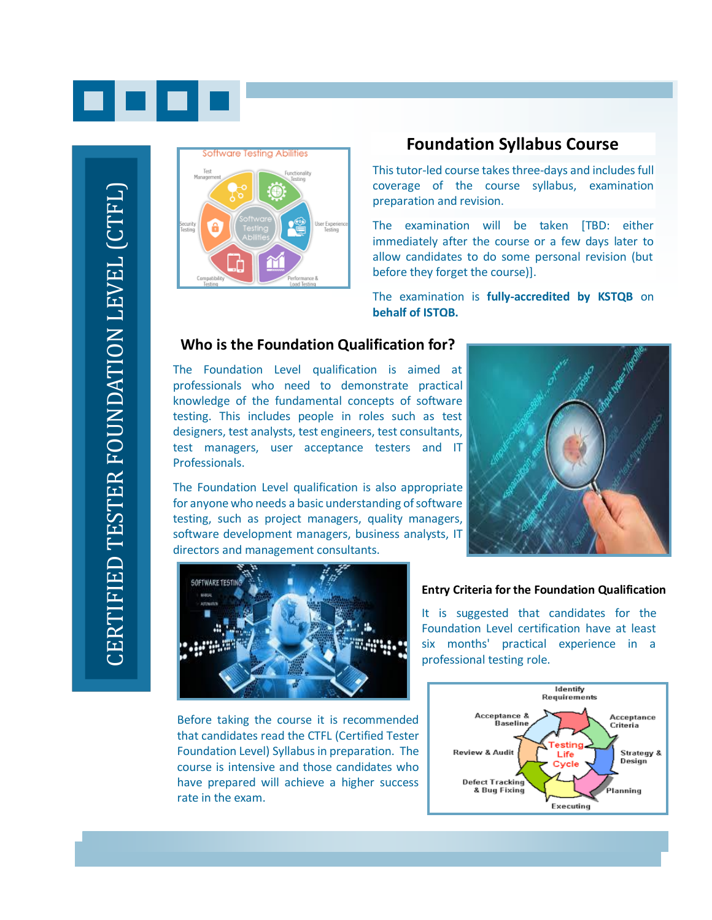CERTIFIED TESTER FOUNDATION LEVEL (CTFL)

## Foundation Syllabus Course

This tutor-led course takes three-days and includes full coverage of the course syllabus, examination preparation and revision.

The examination will be taken [TBD: either immediately after the course or a few days later to allow candidates to do some personal revision (but before they forget the course)].

The examination is **fully-accredited by KSTQB** on **behalf of ISTQB.**

## Who is the Foundation Qualification for?

The Foundation Level qualification is aimed at professionals who need to demonstrate practical knowledge of the fundamental concepts of software testing. This includes people in roles such as test designers, test analysts, test engineers, test consultants, test managers, user acceptance testers and IT Professionals.

The Foundation Level qualification is also appropriate for anyone who needs a basic understanding of software testing, such as project managers, quality managers, software development managers, business analysts, IT directors and management consultants.

### Entry Criteria for the Foundation Qualification

It is suggested that candidates for the Foundation Level certification have at least six months' practical experience in a professional testing role.

Before taking the course it is recommended that candidates read the CTFL (Certified Tester Foundation Level) Syllabus in preparation. The course is intensive and those candidates who have prepared will achieve a higher success rate in the exam.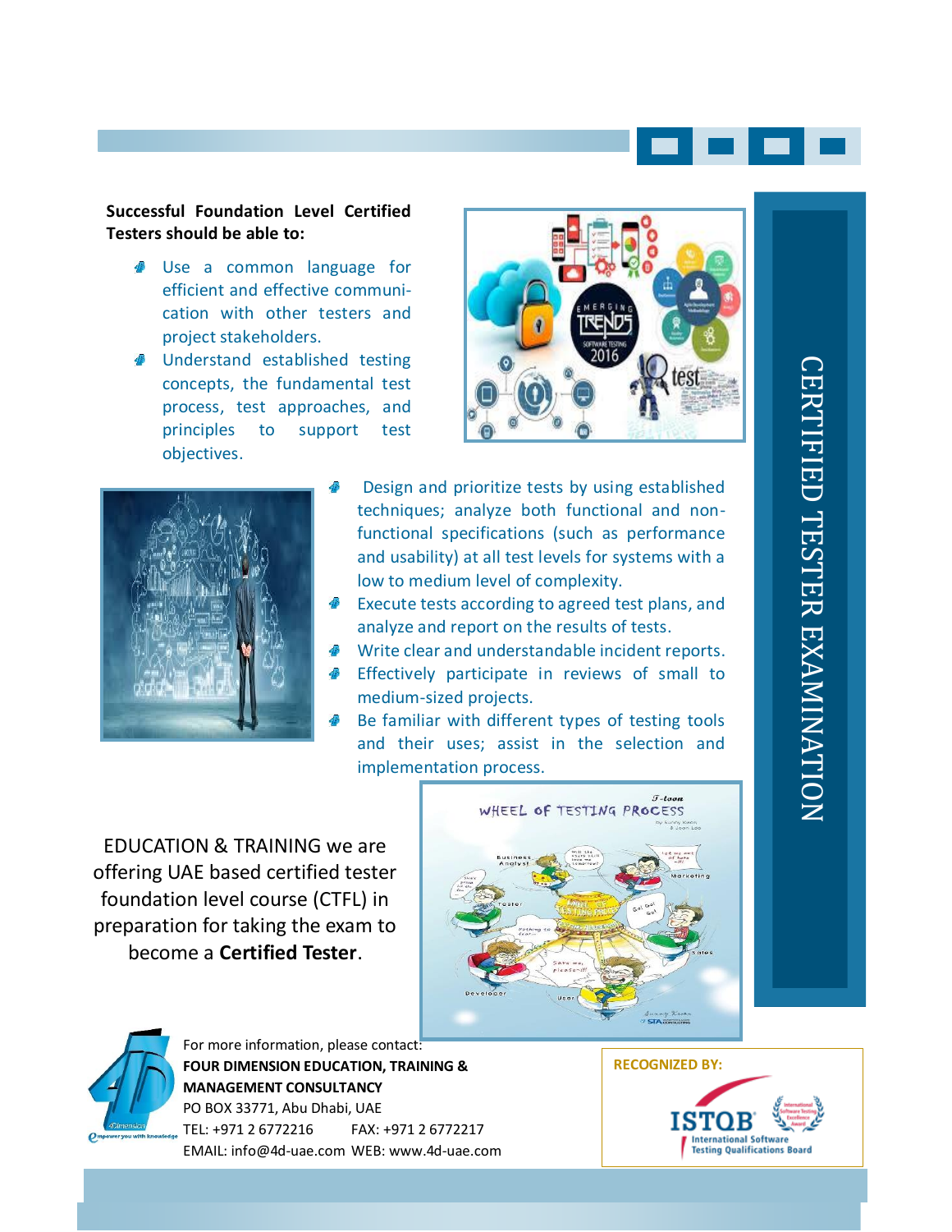# CERTIFIED TESTER EXAMINATION

**Successful Foundation Level Certified Testers should be able to:**

- Use a common language for efficient and effective communication with other testers and project stakeholders.
- Understand established testing concepts, the fundamental test process, test approaches, and principles to support test objectives.
- Design and prioritize tests by using established techniques; analyze both functional and non-functional specifications (such as performance and usability) at all test levels for systems with a low to medium level of complexity.
- Execute tests according to agreed test plans, and analyze and report on the results of tests.
- Write clear and understandable incident reports.
- Effectively participate in reviews of small to medium-sized projects.
- Be familiar with different types of testing tools and their uses; assist in the selection and implementation process.

EDUCATION & TRAINING we are offering UAE based certified tester foundation level course (CTFL) in preparation for taking the exam to become a **Certified Tester**.

For more information, please contact:

**FOUR DIMENSION EDUCATION, TRAINING & MANAGEMENT CONSULTANCY**

PO BOX 33771, Abu Dhabi, UAE

TEL: +971 2 6772216 FAX: +971 2 6772217

EMAIL: info@4d-uae.com WEB: www.4d-uae.com

**RECOGNIZED BY:**

ISTQB International Software Testing Qualifications Board